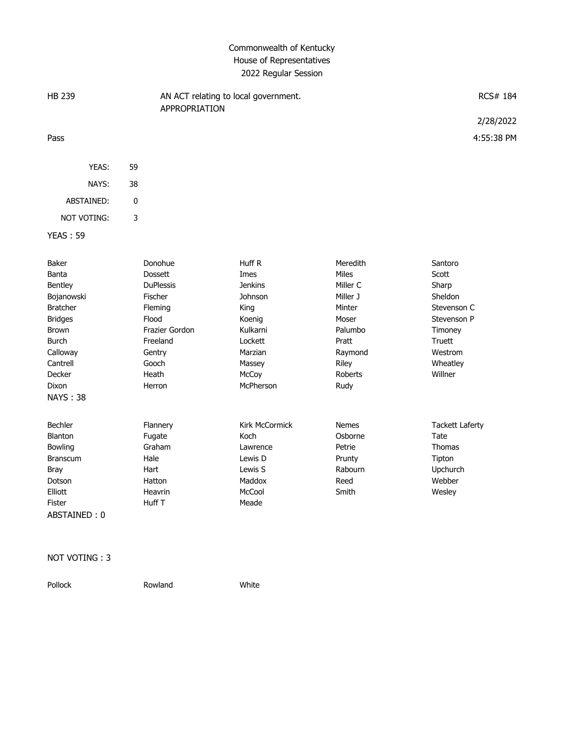# Commonwealth of Kentucky
## House of Representatives
### 2022 Regular Session

HB 239 — AN ACT relating to local government. APPROPRIATION — RCS# 184

2/28/2022

Pass — 4:55:38 PM

| | |
|---|---|
| YEAS: | 59 |
| NAYS: | 38 |
| ABSTAINED: | 0 |
| NOT VOTING: | 3 |

**YEAS : 59**

| | | | | |
|---|---|---|---|---|
| Baker | Donohue | Huff R | Meredith | Santoro |
| Banta | Dossett | Imes | Miles | Scott |
| Bentley | DuPlessis | Jenkins | Miller C | Sharp |
| Bojanowski | Fischer | Johnson | Miller J | Sheldon |
| Bratcher | Fleming | King | Minter | Stevenson C |
| Bridges | Flood | Koenig | Moser | Stevenson P |
| Brown | Frazier Gordon | Kulkarni | Palumbo | Timoney |
| Burch | Freeland | Lockett | Pratt | Truett |
| Calloway | Gentry | Marzian | Raymond | Westrom |
| Cantrell | Gooch | Massey | Riley | Wheatley |
| Decker | Heath | McCoy | Roberts | Willner |
| Dixon | Herron | McPherson | Rudy | |

**NAYS : 38**

| | | | | |
|---|---|---|---|---|
| Bechler | Flannery | Kirk McCormick | Nemes | Tackett Laferty |
| Blanton | Fugate | Koch | Osborne | Tate |
| Bowling | Graham | Lawrence | Petrie | Thomas |
| Branscum | Hale | Lewis D | Prunty | Tipton |
| Bray | Hart | Lewis S | Rabourn | Upchurch |
| Dotson | Hatton | Maddox | Reed | Webber |
| Elliott | Heavrin | McCool | Smith | Wesley |
| Fister | Huff T | Meade | | |

**ABSTAINED : 0**

**NOT VOTING : 3**

| | | |
|---|---|---|
| Pollock | Rowland | White |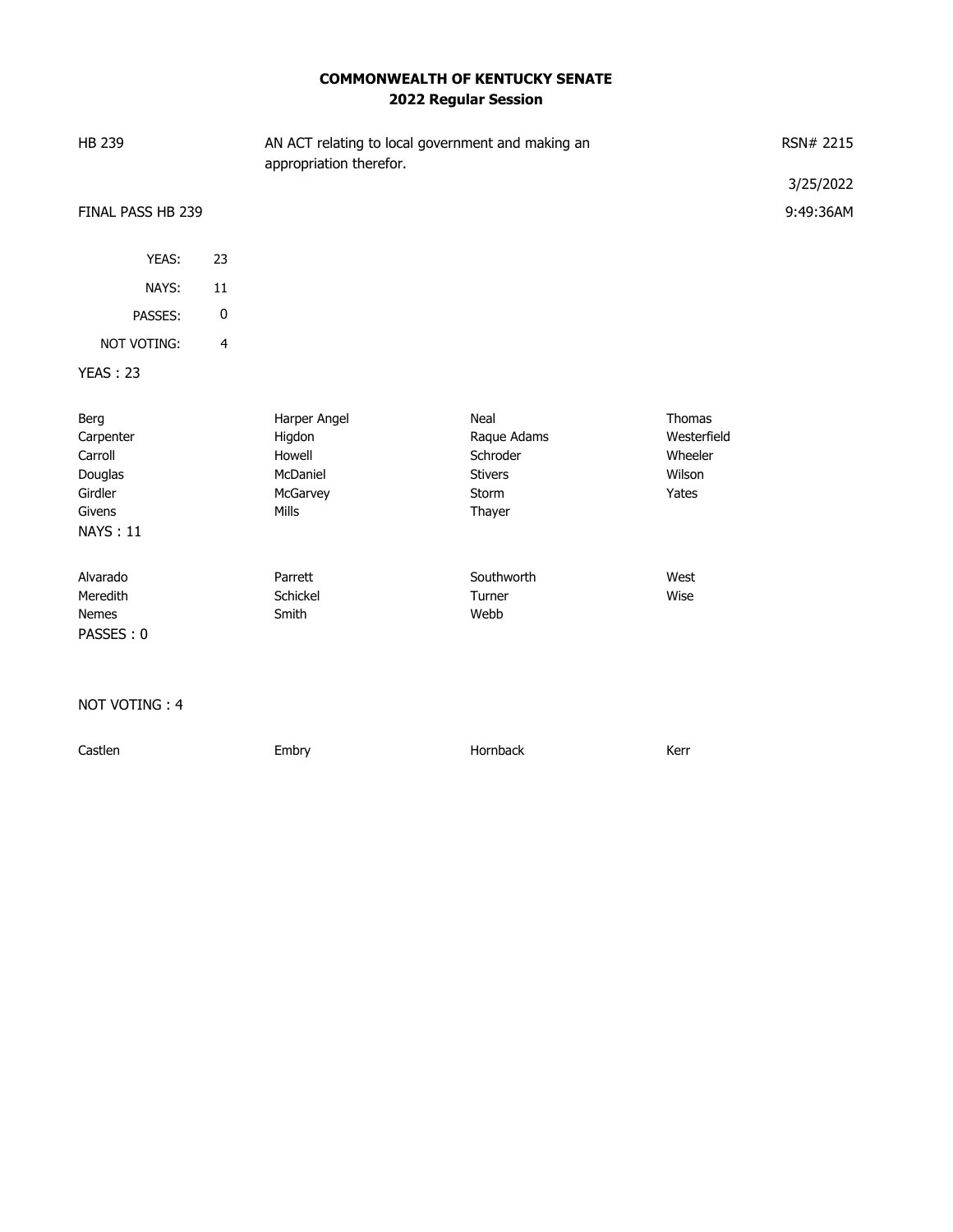**COMMONWEALTH OF KENTUCKY SENATE**
**2022 Regular Session**

HB 239 — AN ACT relating to local government and making an appropriation therefor. — RSN# 2215

3/25/2022

FINAL PASS HB 239 — 9:49:36AM

| | |
|---|---|
| YEAS: | 23 |
| NAYS: | 11 |
| PASSES: | 0 |
| NOT VOTING: | 4 |

YEAS : 23

| | | | |
|---|---|---|---|
| Berg | Harper Angel | Neal | Thomas |
| Carpenter | Higdon | Raque Adams | Westerfield |
| Carroll | Howell | Schroder | Wheeler |
| Douglas | McDaniel | Stivers | Wilson |
| Girdler | McGarvey | Storm | Yates |
| Givens | Mills | Thayer | |

NAYS : 11

| | | | |
|---|---|---|---|
| Alvarado | Parrett | Southworth | West |
| Meredith | Schickel | Turner | Wise |
| Nemes | Smith | Webb | |

PASSES : 0

NOT VOTING : 4

| | | | |
|---|---|---|---|
| Castlen | Embry | Hornback | Kerr |